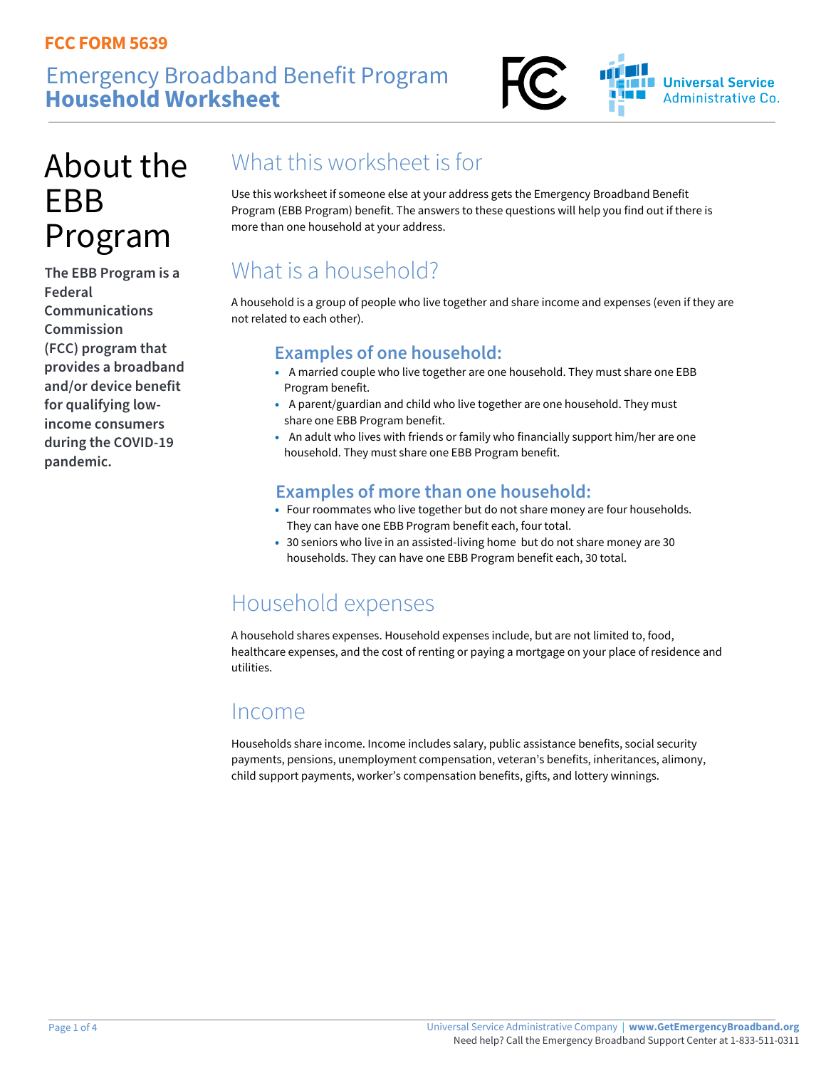FCC FORM 5639

# Emergency Broadband Benefit Program **Household Worksheet**

Universal Service Administrative Co.

## About the EBB Program

**The EBB Program is a Federal Communications Commission (FCC) program that provides a broadband and/or device benefit for qualifying low-income consumers during the COVID-19 pandemic.**

## What this worksheet is for

Use this worksheet if someone else at your address gets the Emergency Broadband Benefit Program (EBB Program) benefit. The answers to these questions will help you find out if there is more than one household at your address.

## What is a household?

A household is a group of people who live together and share income and expenses (even if they are not related to each other).

### Examples of one household:

- A married couple who live together are one household. They must share one EBB Program benefit.
- A parent/guardian and child who live together are one household. They must share one EBB Program benefit.
- An adult who lives with friends or family who financially support him/her are one household. They must share one EBB Program benefit.

### Examples of more than one household:

- Four roommates who live together but do not share money are four households. They can have one EBB Program benefit each, four total.
- 30 seniors who live in an assisted-living home but do not share money are 30 households. They can have one EBB Program benefit each, 30 total.

## Household expenses

A household shares expenses. Household expenses include, but are not limited to, food, healthcare expenses, and the cost of renting or paying a mortgage on your place of residence and utilities.

## Income

Households share income. Income includes salary, public assistance benefits, social security payments, pensions, unemployment compensation, veteran's benefits, inheritances, alimony, child support payments, worker's compensation benefits, gifts, and lottery winnings.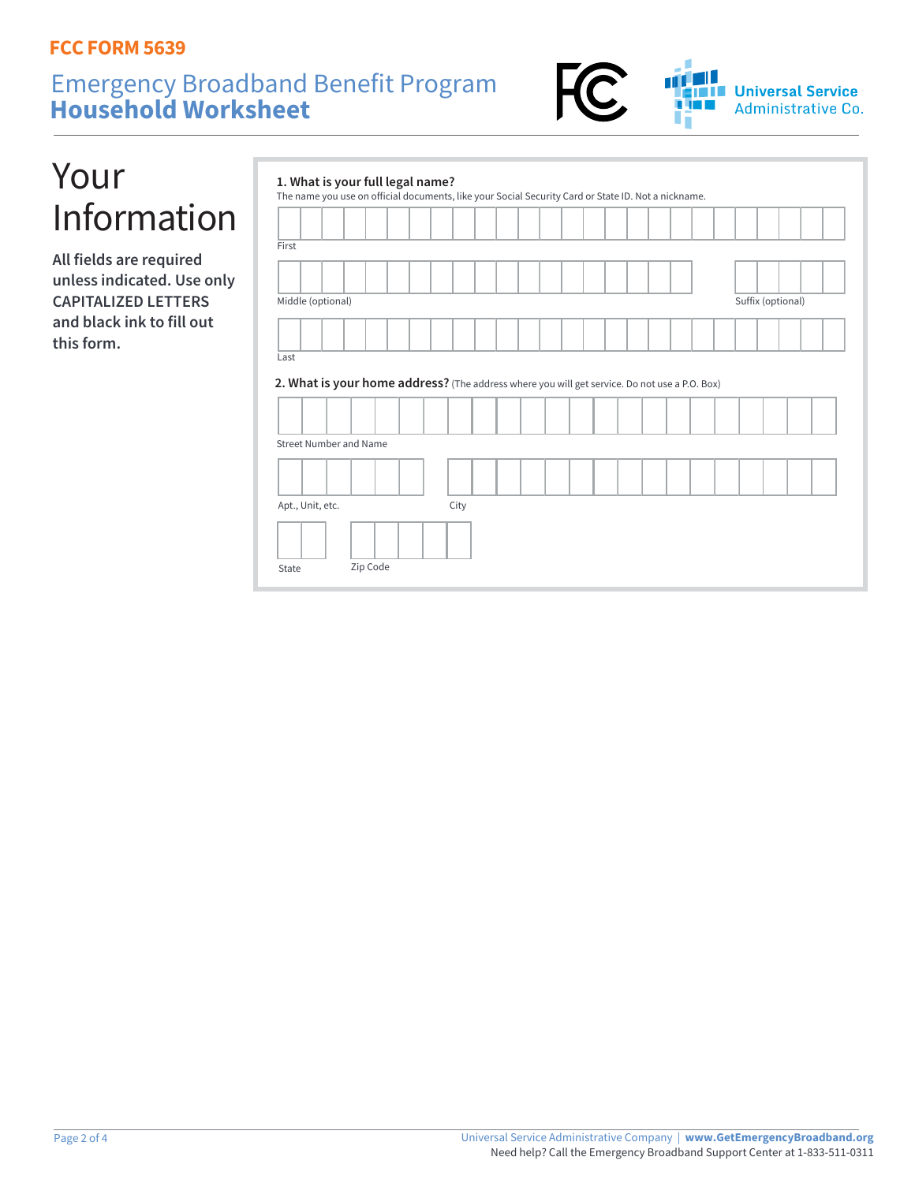FCC FORM 5639

# Emergency Broadband Benefit Program **Household Worksheet**

## Your Information

**All fields are required unless indicated. Use only CAPITALIZED LETTERS and black ink to fill out this form.**

**1. What is your full legal name?**
The name you use on official documents, like your Social Security Card or State ID. Not a nickname.

First

Middle (optional)

Suffix (optional)

Last

**2. What is your home address?** (The address where you will get service. Do not use a P.O. Box)

Street Number and Name

Apt., Unit, etc.

City

State

Zip Code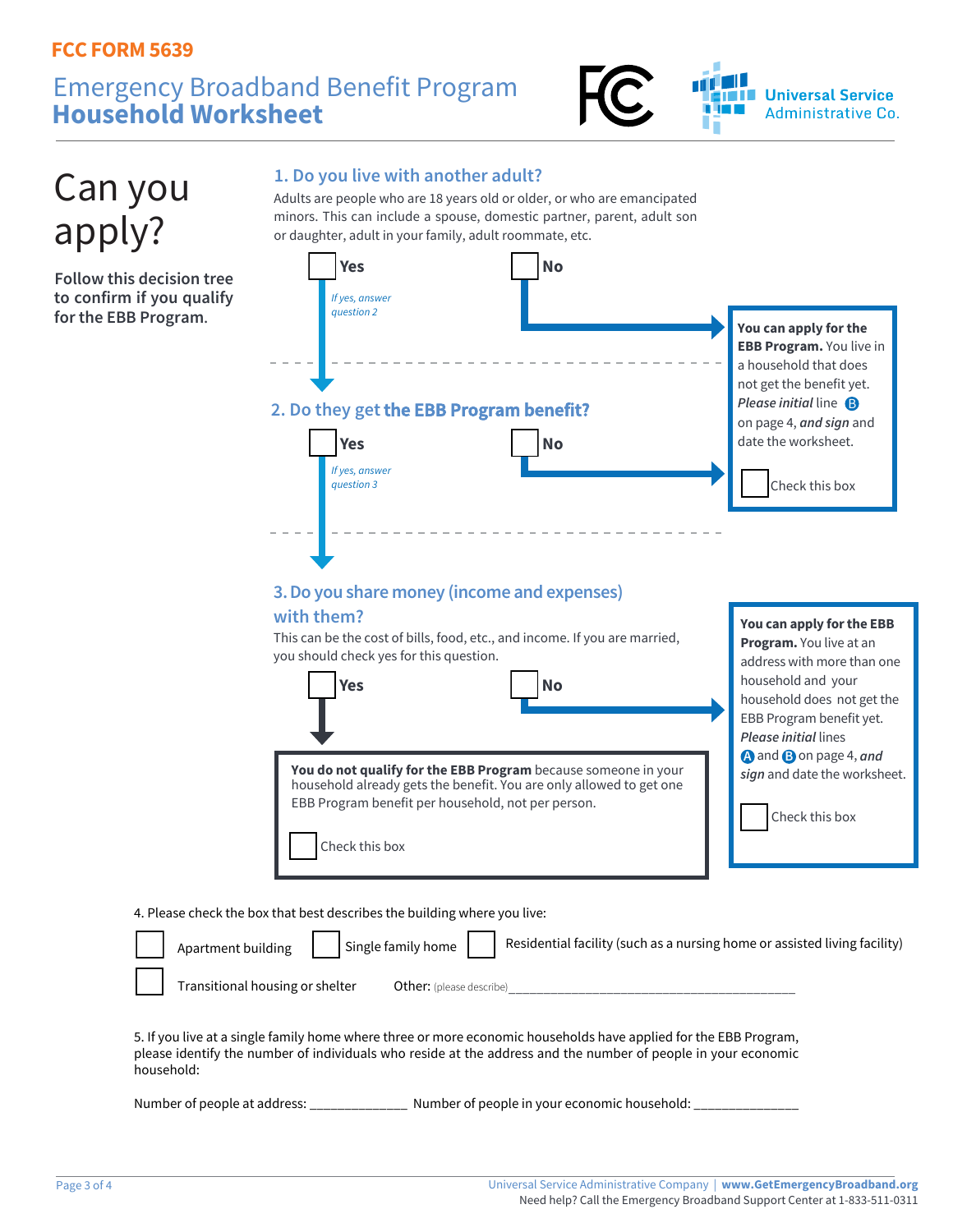**FCC FORM 5639**

# Emergency Broadband Benefit Program **Household Worksheet**

Universal Service Administrative Co.

# Can you apply?

**Follow this decision tree to confirm if you qualify for the EBB Program.**

## 1. Do you live with another adult?

Adults are people who are 18 years old or older, or who are emancipated minors. This can include a spouse, domestic partner, parent, adult son or daughter, adult in your family, adult roommate, etc.

☐ **Yes** — *If yes, answer question 2*

☐ **No**

**You can apply for the EBB Program.** You live in a household that does not get the benefit yet. *Please initial* line Ⓑ on page 4, ***and sign*** and date the worksheet.

☐ Check this box

## 2. Do they get **the EBB Program benefit?**

☐ **Yes** — *If yes, answer question 3*

☐ **No**

## 3. Do you share money (income and expenses) with them?

This can be the cost of bills, food, etc., and income. If you are married, you should check yes for this question.

☐ **Yes**

☐ **No**

**You do not qualify for the EBB Program** because someone in your household already gets the benefit. You are only allowed to get one EBB Program benefit per household, not per person.

☐ Check this box

**You can apply for the EBB Program.** You live at an address with more than one household and your household does not get the EBB Program benefit yet. ***Please initial*** lines Ⓐ and Ⓑ on page 4, ***and sign*** and date the worksheet.

☐ Check this box

4. Please check the box that best describes the building where you live:

☐ Apartment building ☐ Single family home ☐ Residential facility (such as a nursing home or assisted living facility)

☐ Transitional housing or shelter Other: (please describe)__________________________________________

5. If you live at a single family home where three or more economic households have applied for the EBB Program, please identify the number of individuals who reside at the address and the number of people in your economic household:

Number of people at address: _____________ Number of people in your economic household: ______________

Universal Service Administrative Company | **www.GetEmergencyBroadband.org**
Need help? Call the Emergency Broadband Support Center at 1-833-511-0311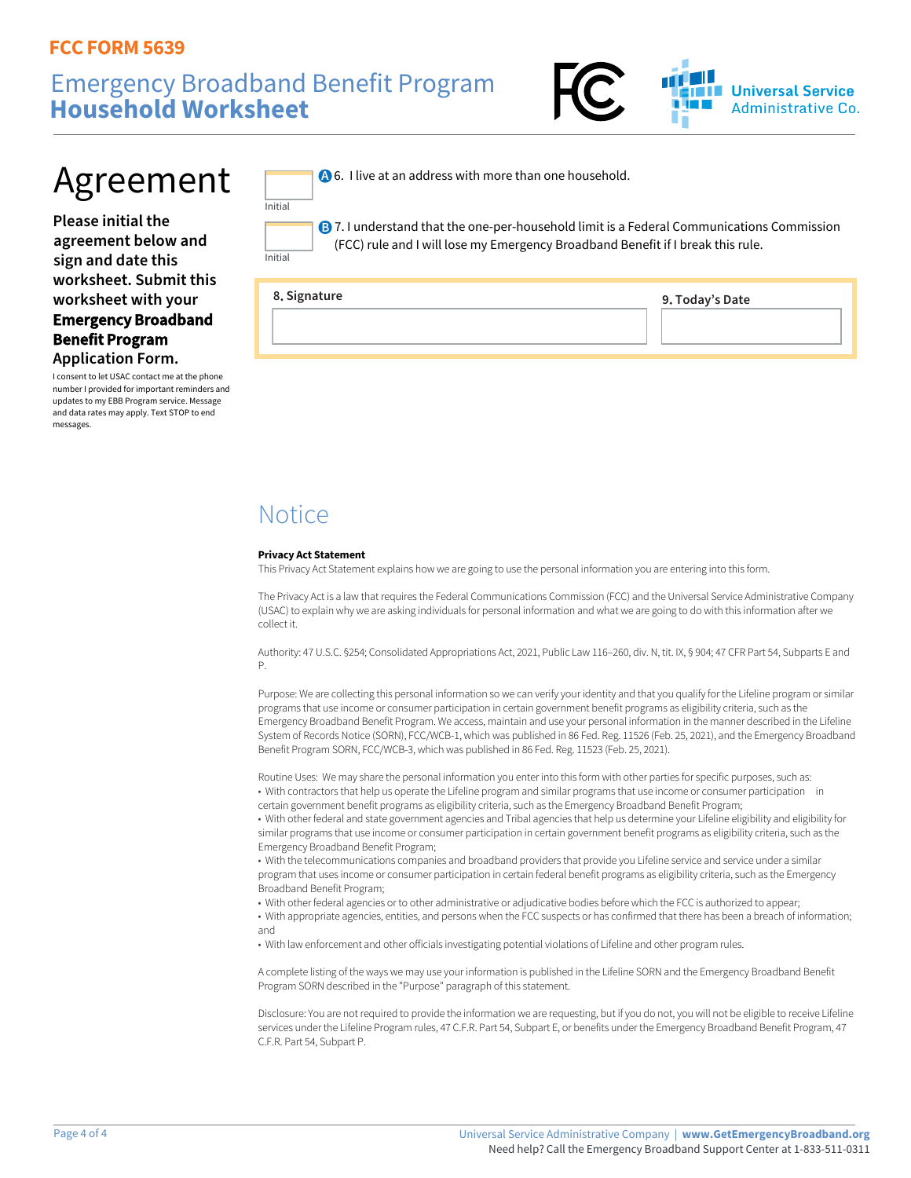FCC FORM 5639

# Emergency Broadband Benefit Program **Household Worksheet**

## Agreement

**Please initial the agreement below and sign and date this worksheet. Submit this worksheet with your Emergency Broadband Benefit Program Application Form.**

I consent to let USAC contact me at the phone number I provided for important reminders and updates to my EBB Program service. Message and data rates may apply. Text STOP to end messages.

Initial ______ (A) 6. I live at an address with more than one household.

Initial ______ (B) 7. I understand that the one-per-household limit is a Federal Communications Commission (FCC) rule and I will lose my Emergency Broadband Benefit if I break this rule.

| 8. Signature | 9. Today's Date |
|---|---|
| | |

## Notice

**Privacy Act Statement**

This Privacy Act Statement explains how we are going to use the personal information you are entering into this form.

The Privacy Act is a law that requires the Federal Communications Commission (FCC) and the Universal Service Administrative Company (USAC) to explain why we are asking individuals for personal information and what we are going to do with this information after we collect it.

Authority: 47 U.S.C. §254; Consolidated Appropriations Act, 2021, Public Law 116–260, div. N, tit. IX, § 904; 47 CFR Part 54, Subparts E and P.

Purpose: We are collecting this personal information so we can verify your identity and that you qualify for the Lifeline program or similar programs that use income or consumer participation in certain government benefit programs as eligibility criteria, such as the Emergency Broadband Benefit Program. We access, maintain and use your personal information in the manner described in the Lifeline System of Records Notice (SORN), FCC/WCB-1, which was published in 86 Fed. Reg. 11526 (Feb. 25, 2021), and the Emergency Broadband Benefit Program SORN, FCC/WCB-3, which was published in 86 Fed. Reg. 11523 (Feb. 25, 2021).

Routine Uses: We may share the personal information you enter into this form with other parties for specific purposes, such as:

- With contractors that help us operate the Lifeline program and similar programs that use income or consumer participation in certain government benefit programs as eligibility criteria, such as the Emergency Broadband Benefit Program;
- With other federal and state government agencies and Tribal agencies that help us determine your Lifeline eligibility and eligibility for similar programs that use income or consumer participation in certain government benefit programs as eligibility criteria, such as the Emergency Broadband Benefit Program;
- With the telecommunications companies and broadband providers that provide you Lifeline service and service under a similar program that uses income or consumer participation in certain federal benefit programs as eligibility criteria, such as the Emergency Broadband Benefit Program;
- With other federal agencies or to other administrative or adjudicative bodies before which the FCC is authorized to appear;
- With appropriate agencies, entities, and persons when the FCC suspects or has confirmed that there has been a breach of information; and
- With law enforcement and other officials investigating potential violations of Lifeline and other program rules.

A complete listing of the ways we may use your information is published in the Lifeline SORN and the Emergency Broadband Benefit Program SORN described in the "Purpose" paragraph of this statement.

Disclosure: You are not required to provide the information we are requesting, but if you do not, you will not be eligible to receive Lifeline services under the Lifeline Program rules, 47 C.F.R. Part 54, Subpart E, or benefits under the Emergency Broadband Benefit Program, 47 C.F.R. Part 54, Subpart P.

Universal Service Administrative Company | **www.GetEmergencyBroadband.org**
Need help? Call the Emergency Broadband Support Center at 1-833-511-0311